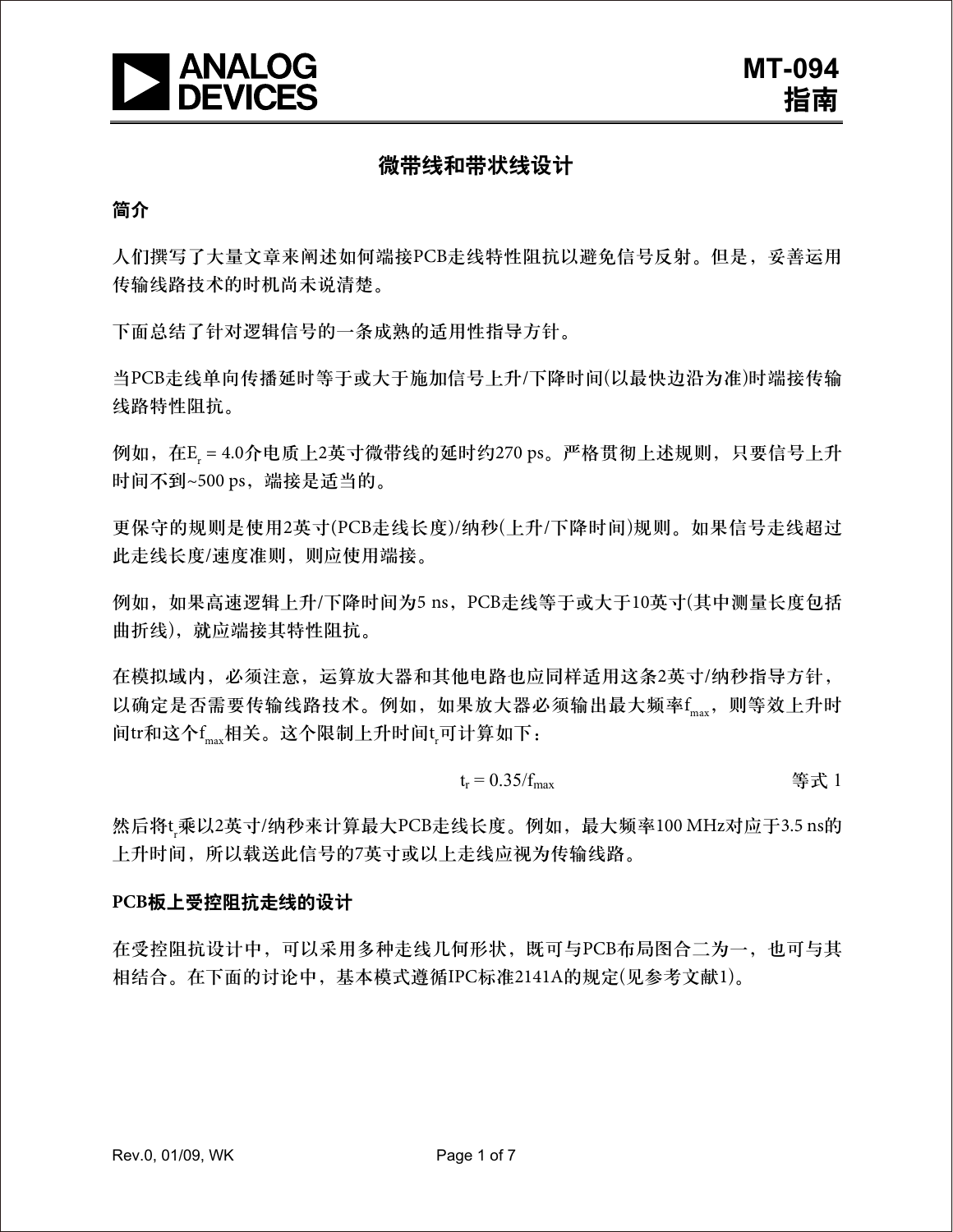**MT-094**
**指南**

# 微带线和带状线设计

## 简介

人们撰写了大量文章来阐述如何端接PCB走线特性阻抗以避免信号反射。但是，妥善运用传输线路技术的时机尚未说清楚。

下面总结了针对逻辑信号的一条成熟的适用性指导方针。

当PCB走线单向传播延时等于或大于施加信号上升/下降时间(以最快边沿为准)时端接传输线路特性阻抗。

例如，在$E_r$ = 4.0介电质上2英寸微带线的延时约270 ps。严格贯彻上述规则，只要信号上升时间不到~500 ps，端接是适当的。

更保守的规则是使用2英寸(PCB走线长度)/纳秒(上升/下降时间)规则。如果信号走线超过此走线长度/速度准则，则应使用端接。

例如，如果高速逻辑上升/下降时间为5 ns，PCB走线等于或大于10英寸(其中测量长度包括曲折线)，就应端接其特性阻抗。

在模拟域内，必须注意，运算放大器和其他电路也应同样适用这条2英寸/纳秒指导方针，以确定是否需要传输线路技术。例如，如果放大器必须输出最大频率$f_{max}$，则等效上升时间tr和这个$f_{max}$相关。这个限制上升时间$t_r$可计算如下：

$$t_r = 0.35/f_{max} \qquad \text{等式 1}$$

然后将$t_r$乘以2英寸/纳秒来计算最大PCB走线长度。例如，最大频率100 MHz对应于3.5 ns的上升时间，所以载送此信号的7英寸或以上走线应视为传输线路。

## PCB板上受控阻抗走线的设计

在受控阻抗设计中，可以采用多种走线几何形状，既可与PCB布局图合二为一，也可与其相结合。在下面的讨论中，基本模式遵循IPC标准2141A的规定(见参考文献1)。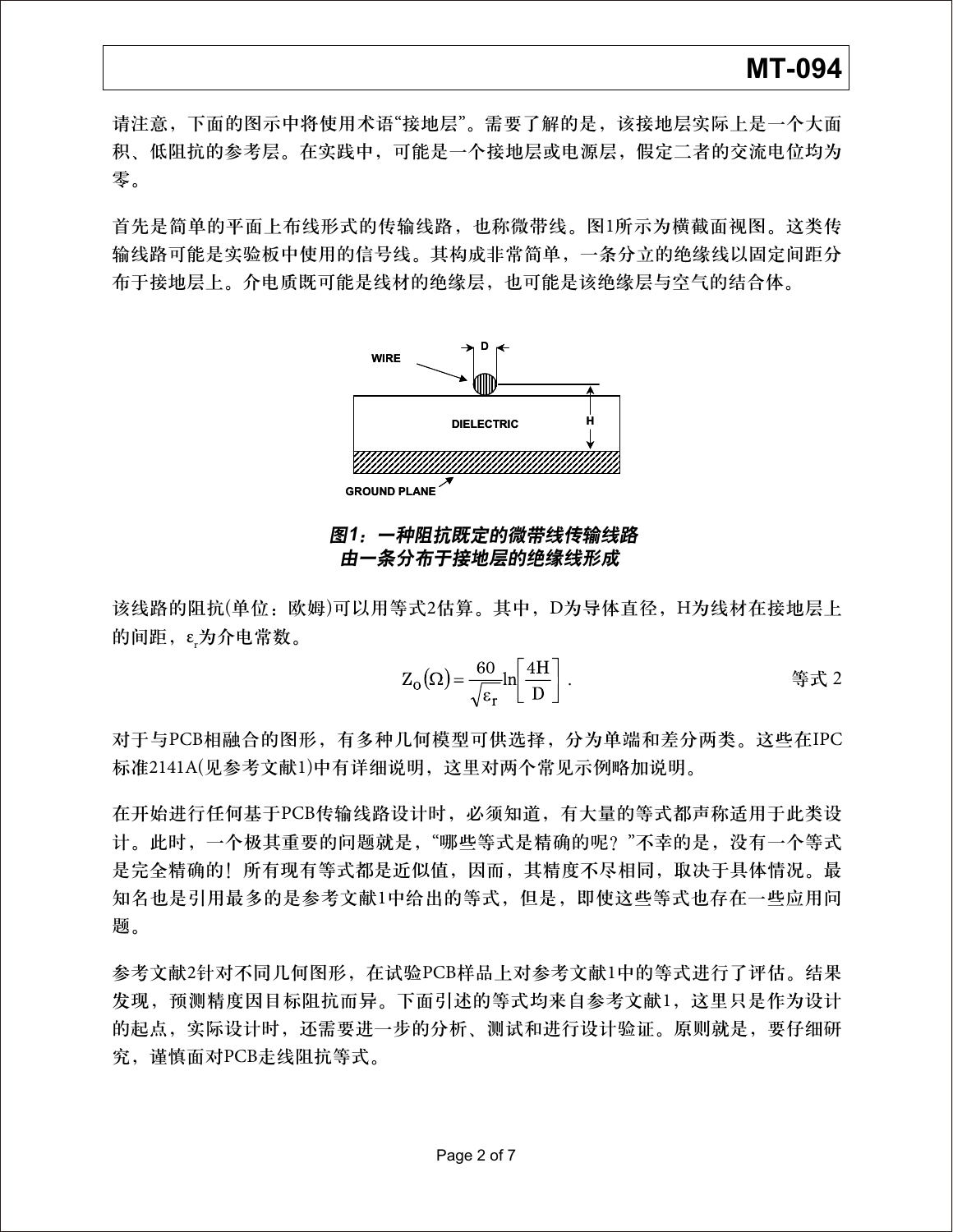请注意，下面的图示中将使用术语“接地层”。需要了解的是，该接地层实际上是一个大面积、低阻抗的参考层。在实践中，可能是一个接地层或电源层，假定二者的交流电位均为零。

首先是简单的平面上布线形式的传输线路，也称微带线。图1所示为横截面视图。这类传输线路可能是实验板中使用的信号线。其构成非常简单，一条分立的绝缘线以固定间距分布于接地层上。介电质既可能是线材的绝缘层，也可能是该绝缘层与空气的结合体。

**图1：一种阻抗既定的微带线传输线路**
**由一条分布于接地层的绝缘线形成**

该线路的阻抗(单位：欧姆)可以用等式2估算。其中，D为导体直径，H为线材在接地层上的间距，$\varepsilon_r$为介电常数。

$$Z_O(\Omega) = \frac{60}{\sqrt{\varepsilon_r}} \ln\left[\frac{4H}{D}\right]. \qquad \text{等式 2}$$

对于与PCB相融合的图形，有多种几何模型可供选择，分为单端和差分两类。这些在IPC标准2141A(见参考文献1)中有详细说明，这里对两个常见示例略加说明。

在开始进行任何基于PCB传输线路设计时，必须知道，有大量的等式都声称适用于此类设计。此时，一个极其重要的问题就是，“哪些等式是精确的呢？”不幸的是，没有一个等式是完全精确的！所有现有等式都是近似值，因而，其精度不尽相同，取决于具体情况。最知名也是引用最多的是参考文献1中给出的等式，但是，即使这些等式也存在一些应用问题。

参考文献2针对不同几何图形，在试验PCB样品上对参考文献1中的等式进行了评估。结果发现，预测精度因目标阻抗而异。下面引述的等式均来自参考文献1，这里只是作为设计的起点，实际设计时，还需要进一步的分析、测试和进行设计验证。原则就是，要仔细研究，谨慎面对PCB走线阻抗等式。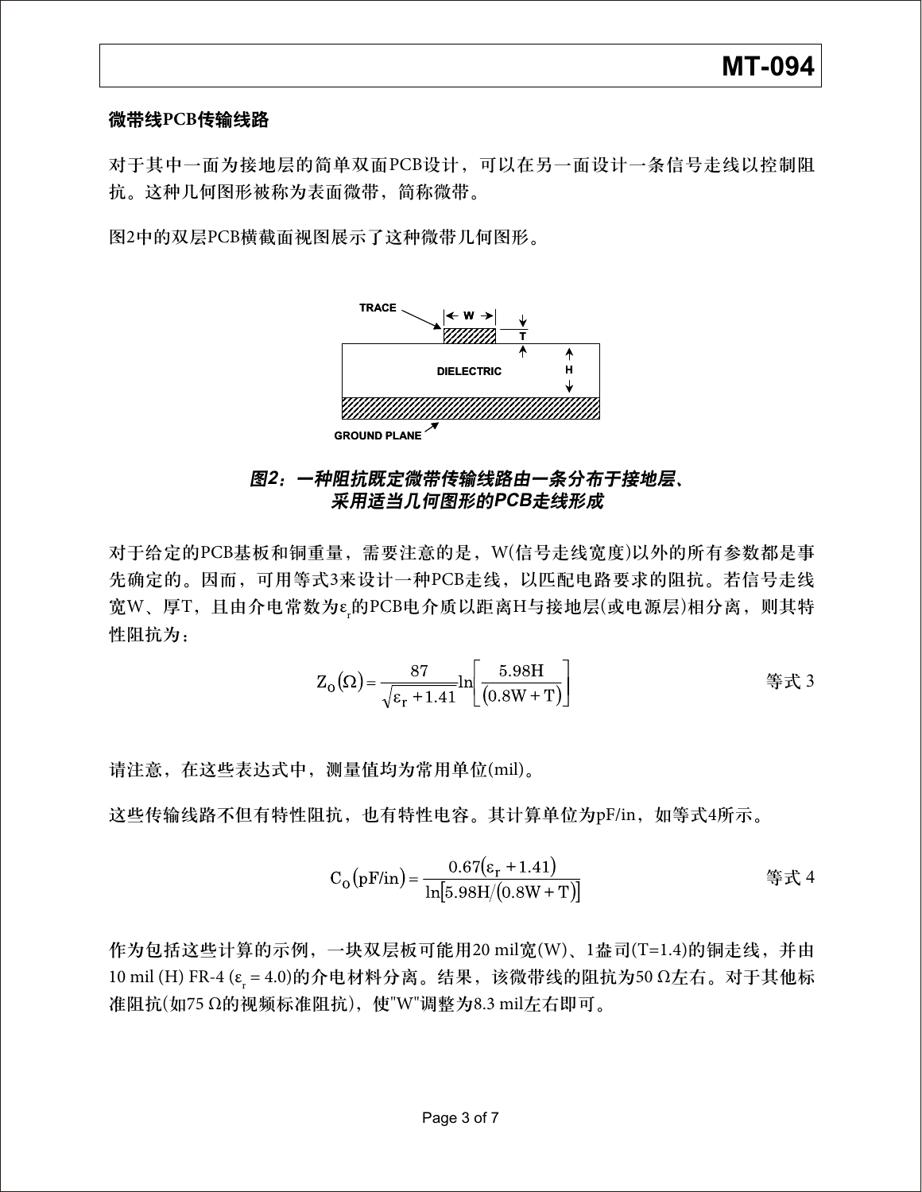## 微带线PCB传输线路

对于其中一面为接地层的简单双面PCB设计，可以在另一面设计一条信号走线以控制阻抗。这种几何图形被称为表面微带，简称微带。

图2中的双层PCB横截面视图展示了这种微带几何图形。

***图2：一种阻抗既定微带传输线路由一条分布于接地层、采用适当几何图形的PCB走线形成***

对于给定的PCB基板和铜重量，需要注意的是，W(信号走线宽度)以外的所有参数都是事先确定的。因而，可用等式3来设计一种PCB走线，以匹配电路要求的阻抗。若信号走线宽W、厚T，且由介电常数为$\varepsilon_r$的PCB电介质以距离H与接地层(或电源层)相分离，则其特性阻抗为：

$$Z_O(\Omega) = \frac{87}{\sqrt{\varepsilon_r + 1.41}} \ln\left[\frac{5.98H}{(0.8W + T)}\right] \qquad \text{等式 3}$$

请注意，在这些表达式中，测量值均为常用单位(mil)。

这些传输线路不但有特性阻抗，也有特性电容。其计算单位为pF/in，如等式4所示。

$$C_O(\text{pF/in}) = \frac{0.67(\varepsilon_r + 1.41)}{\ln[5.98H/(0.8W + T)]} \qquad \text{等式 4}$$

作为包括这些计算的示例，一块双层板可能用20 mil宽(W)、1盎司(T=1.4)的铜走线，并由10 mil (H) FR-4 ($\varepsilon_r$ = 4.0)的介电材料分离。结果，该微带线的阻抗为50 Ω左右。对于其他标准阻抗(如75 Ω的视频标准阻抗)，使"W"调整为8.3 mil左右即可。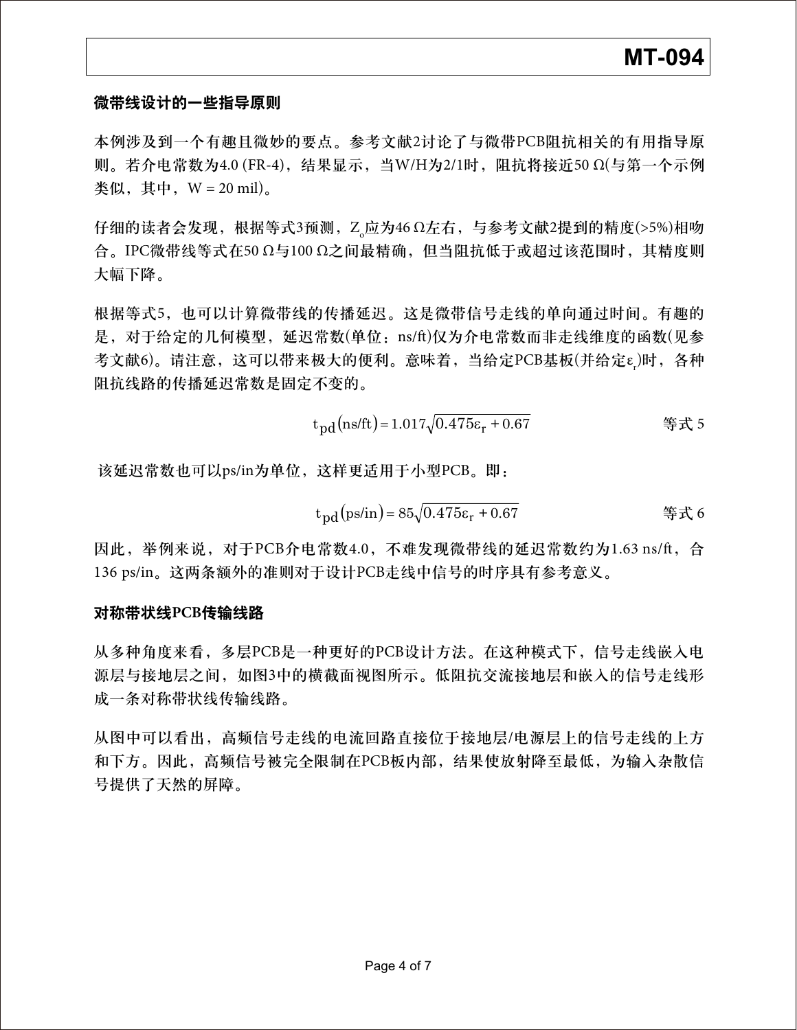## 微带线设计的一些指导原则

本例涉及到一个有趣且微妙的要点。参考文献2讨论了与微带PCB阻抗相关的有用指导原则。若介电常数为4.0 (FR-4)，结果显示，当W/H为2/1时，阻抗将接近50 Ω(与第一个示例类似，其中，W = 20 mil)。

仔细的读者会发现，根据等式3预测，$Z_o$应为46 Ω左右，与参考文献2提到的精度(>5%)相吻合。IPC微带线等式在50 Ω与100 Ω之间最精确，但当阻抗低于或超过该范围时，其精度则大幅下降。

根据等式5，也可以计算微带线的传播延迟。这是微带信号走线的单向通过时间。有趣的是，对于给定的几何模型，延迟常数(单位：ns/ft)仅为介电常数而非走线维度的函数(见参考文献6)。请注意，这可以带来极大的便利。意味着，当给定PCB基板(并给定$\varepsilon_r$)时，各种阻抗线路的传播延迟常数是固定不变的。

$$t_{pd}(\text{ns/ft}) = 1.017\sqrt{0.475\varepsilon_r + 0.67} \qquad \text{等式 5}$$

该延迟常数也可以ps/in为单位，这样更适用于小型PCB。即：

$$t_{pd}(\text{ps/in}) = 85\sqrt{0.475\varepsilon_r + 0.67} \qquad \text{等式 6}$$

因此，举例来说，对于PCB介电常数4.0，不难发现微带线的延迟常数约为1.63 ns/ft，合136 ps/in。这两条额外的准则对于设计PCB走线中信号的时序具有参考意义。

## 对称带状线PCB传输线路

从多种角度来看，多层PCB是一种更好的PCB设计方法。在这种模式下，信号走线嵌入电源层与接地层之间，如图3中的横截面视图所示。低阻抗交流接地层和嵌入的信号走线形成一条对称带状线传输线路。

从图中可以看出，高频信号走线的电流回路直接位于接地层/电源层上的信号走线的上方和下方。因此，高频信号被完全限制在PCB板内部，结果使放射降至最低，为输入杂散信号提供了天然的屏障。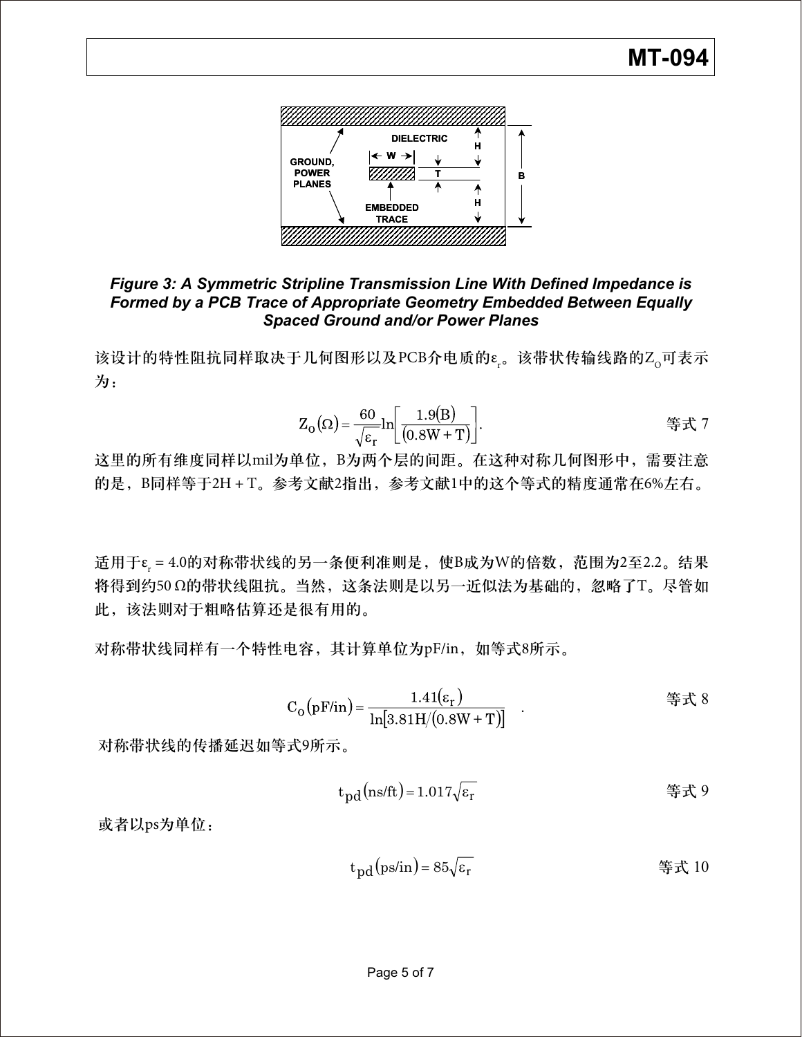Figure 3: A Symmetric Stripline Transmission Line With Defined Impedance is Formed by a PCB Trace of Appropriate Geometry Embedded Between Equally Spaced Ground and/or Power Planes

该设计的特性阻抗同样取决于几何图形以及PCB介电质的$\varepsilon_r$。该带状传输线路的$Z_O$可表示为：

$$Z_O(\Omega) = \frac{60}{\sqrt{\varepsilon_r}} \ln\left[\frac{1.9(B)}{(0.8W + T)}\right]. \qquad \text{等式 7}$$

这里的所有维度同样以mil为单位，B为两个层的间距。在这种对称几何图形中，需要注意的是，B同样等于2H + T。参考文献2指出，参考文献1中的这个等式的精度通常在6%左右。

适用于$\varepsilon_r = 4.0$的对称带状线的另一条便利准则是，使B成为W的倍数，范围为2至2.2。结果将得到约50 Ω的带状线阻抗。当然，这条法则是以另一近似法为基础的，忽略了T。尽管如此，该法则对于粗略估算还是很有用的。

对称带状线同样有一个特性电容，其计算单位为pF/in，如等式8所示。

$$C_O(\text{pF/in}) = \frac{1.41(\varepsilon_r)}{\ln[3.81H/(0.8W + T)]}. \qquad \text{等式 8}$$

对称带状线的传播延迟如等式9所示。

$$t_{pd}(\text{ns/ft}) = 1.017\sqrt{\varepsilon_r} \qquad \text{等式 9}$$

或者以ps为单位：

$$t_{pd}(\text{ps/in}) = 85\sqrt{\varepsilon_r} \qquad \text{等式 10}$$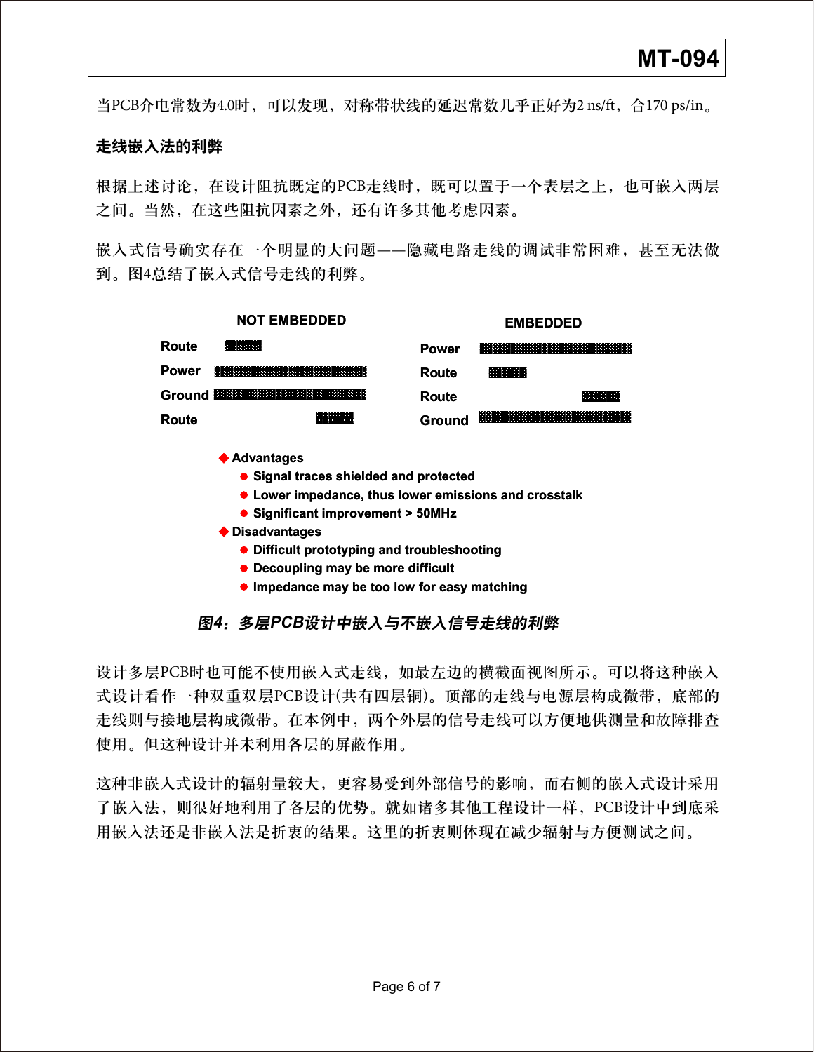当PCB介电常数为4.0时，可以发现，对称带状线的延迟常数几乎正好为2 ns/ft，合170 ps/in。

## 走线嵌入法的利弊

根据上述讨论，在设计阻抗既定的PCB走线时，既可以置于一个表层之上，也可嵌入两层之间。当然，在这些阻抗因素之外，还有许多其他考虑因素。

嵌入式信号确实存在一个明显的大问题——隐藏电路走线的调试非常困难，甚至无法做到。图4总结了嵌入式信号走线的利弊。

| NOT EMBEDDED | EMBEDDED |
|---|---|
| Route | Power |
| Power | Route |
| Ground | Route |
| Route | Ground |

- **Advantages**
  - Signal traces shielded and protected
  - Lower impedance, thus lower emissions and crosstalk
  - Significant improvement > 50MHz
- **Disadvantages**
  - Difficult prototyping and troubleshooting
  - Decoupling may be more difficult
  - Impedance may be too low for easy matching

*图4：多层PCB设计中嵌入与不嵌入信号走线的利弊*

设计多层PCB时也可能不使用嵌入式走线，如最左边的横截面视图所示。可以将这种嵌入式设计看作一种双重双层PCB设计(共有四层铜)。顶部的走线与电源层构成微带，底部的走线则与接地层构成微带。在本例中，两个外层的信号走线可以方便地供测量和故障排查使用。但这种设计并未利用各层的屏蔽作用。

这种非嵌入式设计的辐射量较大，更容易受到外部信号的影响，而右侧的嵌入式设计采用了嵌入法，则很好地利用了各层的优势。就如诸多其他工程设计一样，PCB设计中到底采用嵌入法还是非嵌入法是折衷的结果。这里的折衷则体现在减少辐射与方便测试之间。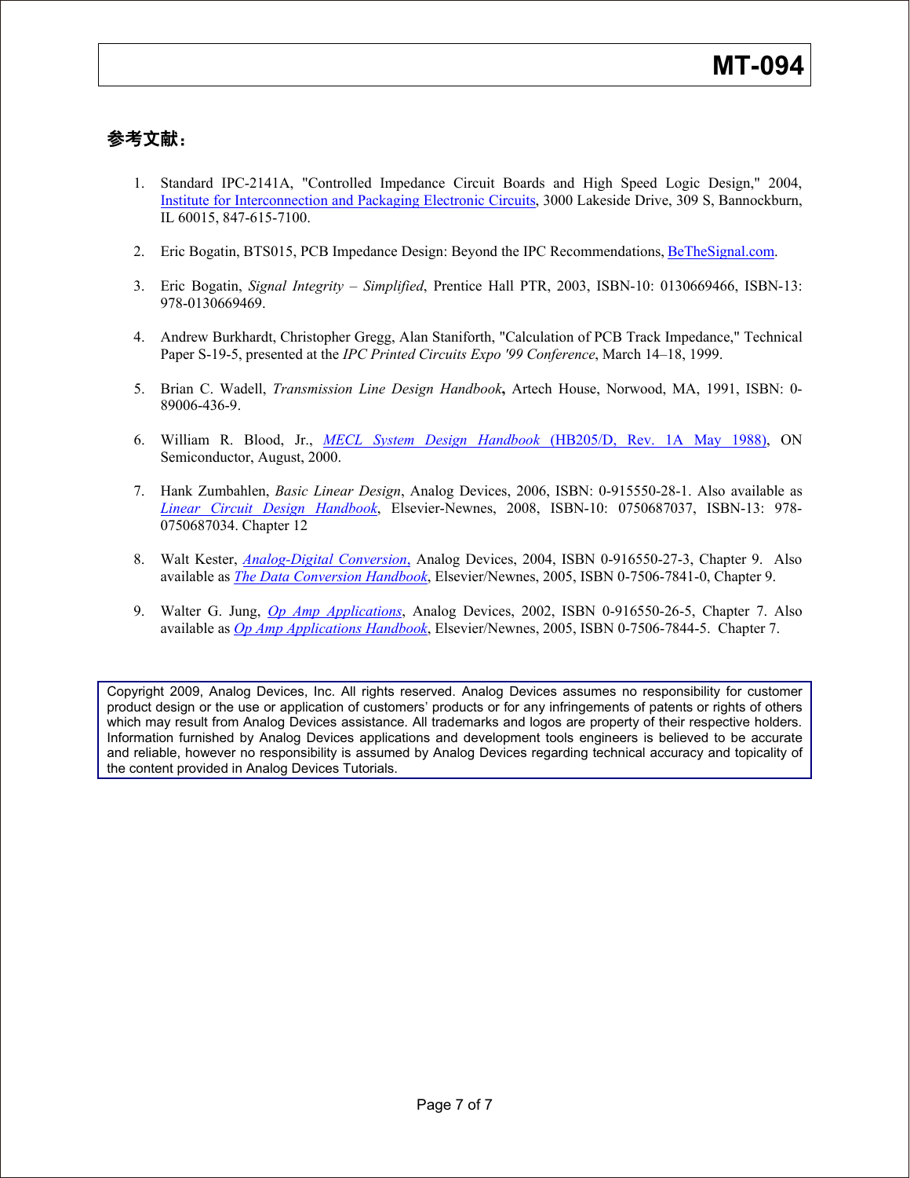## 参考文献：

1. Standard IPC-2141A, "Controlled Impedance Circuit Boards and High Speed Logic Design," 2004, Institute for Interconnection and Packaging Electronic Circuits, 3000 Lakeside Drive, 309 S, Bannockburn, IL 60015, 847-615-7100.

2. Eric Bogatin, BTS015, PCB Impedance Design: Beyond the IPC Recommendations, BeTheSignal.com.

3. Eric Bogatin, *Signal Integrity – Simplified*, Prentice Hall PTR, 2003, ISBN-10: 0130669466, ISBN-13: 978-0130669469.

4. Andrew Burkhardt, Christopher Gregg, Alan Staniforth, "Calculation of PCB Track Impedance," Technical Paper S-19-5, presented at the *IPC Printed Circuits Expo '99 Conference*, March 14–18, 1999.

5. Brian C. Wadell, *Transmission Line Design Handbook*, Artech House, Norwood, MA, 1991, ISBN: 0-89006-436-9.

6. William R. Blood, Jr., *MECL System Design Handbook* (HB205/D, Rev. 1A May 1988), ON Semiconductor, August, 2000.

7. Hank Zumbahlen, *Basic Linear Design*, Analog Devices, 2006, ISBN: 0-915550-28-1. Also available as *Linear Circuit Design Handbook*, Elsevier-Newnes, 2008, ISBN-10: 0750687037, ISBN-13: 978-0750687034. Chapter 12

8. Walt Kester, *Analog-Digital Conversion,* Analog Devices, 2004, ISBN 0-916550-27-3, Chapter 9. Also available as *The Data Conversion Handbook*, Elsevier/Newnes, 2005, ISBN 0-7506-7841-0, Chapter 9.

9. Walter G. Jung, *Op Amp Applications*, Analog Devices, 2002, ISBN 0-916550-26-5, Chapter 7. Also available as *Op Amp Applications Handbook*, Elsevier/Newnes, 2005, ISBN 0-7506-7844-5. Chapter 7.

Copyright 2009, Analog Devices, Inc. All rights reserved. Analog Devices assumes no responsibility for customer product design or the use or application of customers' products or for any infringements of patents or rights of others which may result from Analog Devices assistance. All trademarks and logos are property of their respective holders. Information furnished by Analog Devices applications and development tools engineers is believed to be accurate and reliable, however no responsibility is assumed by Analog Devices regarding technical accuracy and topicality of the content provided in Analog Devices Tutorials.